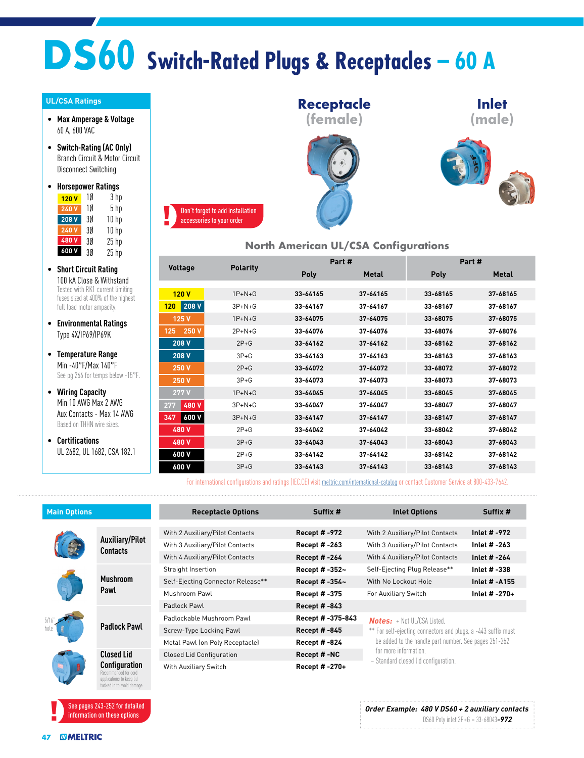# DS60 Switch-Rated Plugs & Receptacles – 60 A

## UL/CSA Ratings

- **Max Amperage & Voltage**
  60 A, 600 VAC
- **Switch-Rating (AC Only)**
  Branch Circuit & Motor Circuit Disconnect Switching
- **Horsepower Ratings**

| Voltage | Phase | Rating |
|---|---|---|
| 120 V | 1Ø | 3 hp |
| 240 V | 1Ø | 5 hp |
| 208 V | 3Ø | 10 hp |
| 240 V | 3Ø | 10 hp |
| 480 V | 3Ø | 25 hp |
| 600 V | 3Ø | 25 hp |

- **Short Circuit Rating**
  100 kA Close & Withstand
  Tested with RK1 current limiting fuses sized at 400% of the highest full load motor ampacity.
- **Environmental Ratings**
  Type 4X/IP69/IP69K
- **Temperature Range**
  Min -40°F/Max 140°F
  See pg 266 for temps below -15°F.
- **Wiring Capacity**
  Min 10 AWG Max 2 AWG
  Aux Contacts - Max 14 AWG
  Based on THHN wire sizes.
- **Certifications**
  UL 2682, UL 1682, CSA 182.1

**Receptacle (female)** | **Inlet (male)**

! Don't forget to add installation accessories to your order

## North American UL/CSA Configurations

| Voltage | Polarity | Receptacle Part # Poly | Receptacle Part # Metal | Inlet Part # Poly | Inlet Part # Metal |
|---|---|---|---|---|---|
| 120 V | 1P+N+G | 33-64165 | 37-64165 | 33-68165 | 37-68165 |
| 120 / 208 V | 3P+N+G | 33-64167 | 37-64167 | 33-68167 | 37-68167 |
| 125 V | 1P+N+G | 33-64075 | 37-64075 | 33-68075 | 37-68075 |
| 125 / 250 V | 2P+N+G | 33-64076 | 37-64076 | 33-68076 | 37-68076 |
| 208 V | 2P+G | 33-64162 | 37-64162 | 33-68162 | 37-68162 |
| 208 V | 3P+G | 33-64163 | 37-64163 | 33-68163 | 37-68163 |
| 250 V | 2P+G | 33-64072 | 37-64072 | 33-68072 | 37-68072 |
| 250 V | 3P+G | 33-64073 | 37-64073 | 33-68073 | 37-68073 |
| 277 V | 1P+N+G | 33-64045 | 37-64045 | 33-68045 | 37-68045 |
| 277 / 480 V | 3P+N+G | 33-64047 | 37-64047 | 33-68047 | 37-68047 |
| 347 / 600 V | 3P+N+G | 33-64147 | 37-64147 | 33-68147 | 37-68147 |
| 480 V | 2P+G | 33-64042 | 37-64042 | 33-68042 | 37-68042 |
| 480 V | 3P+G | 33-64043 | 37-64043 | 33-68043 | 37-68043 |
| 600 V | 2P+G | 33-64142 | 37-64142 | 33-68142 | 37-68142 |
| 600 V | 3P+G | 33-64143 | 37-64143 | 33-68143 | 37-68143 |

For international configurations and ratings (IEC,CE) visit meltric.com/international-catalog or contact Customer Service at 800-433-7642.

## Main Options

- **Auxiliary/Pilot Contacts**
- **Mushroom Pawl**
- **Padlock Pawl** (5/16" hole)
- **Closed Lid Configuration** — Recommended for cord applications to keep lid tucked in to avoid damage.

! See pages 243-252 for detailed information on these options

| Receptacle Options | Suffix # | Inlet Options | Suffix # |
|---|---|---|---|
| With 2 Auxiliary/Pilot Contacts | Recept # -972 | With 2 Auxiliary/Pilot Contacts | Inlet # -972 |
| With 3 Auxiliary/Pilot Contacts | Recept # -263 | With 3 Auxiliary/Pilot Contacts | Inlet # -263 |
| With 4 Auxiliary/Pilot Contacts | Recept # -264 | With 4 Auxiliary/Pilot Contacts | Inlet # -264 |
| Straight Insertion | Recept # -352~ | Self-Ejecting Plug Release** | Inlet # -338 |
| Self-Ejecting Connector Release** | Recept # -354~ | With No Lockout Hole | Inlet # -A155 |
| Mushroom Pawl | Recept # -375 | For Auxiliary Switch | Inlet # -270+ |
| Padlock Pawl | Recept # -843 | | |
| Padlockable Mushroom Pawl | Recept # -375-843 | | |
| Screw-Type Locking Pawl | Recept # -845 | | |
| Metal Pawl (on Poly Receptacle) | Recept # -824 | | |
| Closed Lid Configuration | Recept # -NC | | |
| With Auxiliary Switch | Recept # -270+ | | |

*Notes:* + Not UL/CSA Listed.
** For self-ejecting connectors and plugs, a -443 suffix must be added to the handle part number. See pages 251-252 for more information.
~ Standard closed lid configuration.

***Order Example: 480 V DS60 + 2 auxiliary contacts***
DS60 Poly inlet 3P+G = 33-68043-***972***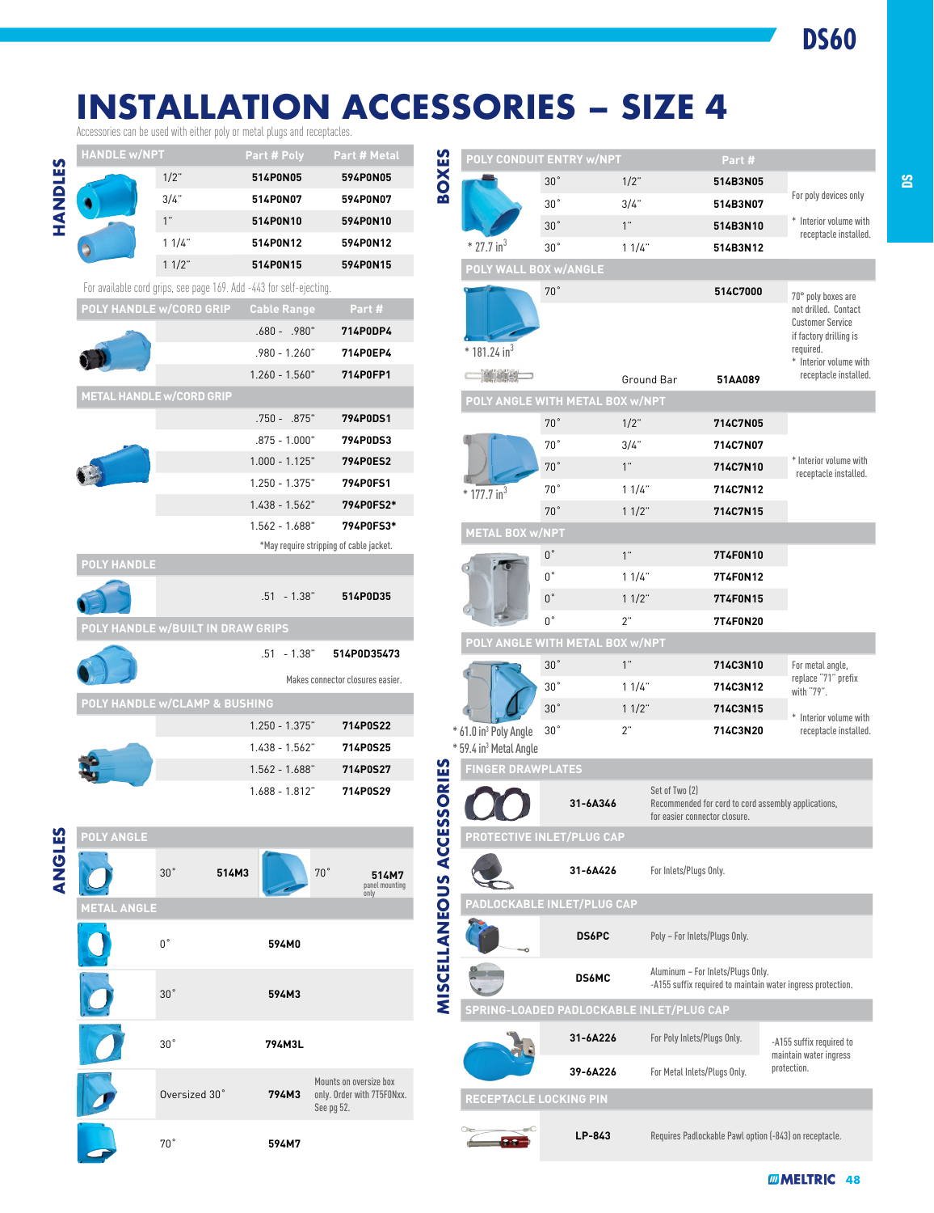# INSTALLATION ACCESSORIES – SIZE 4

Accessories can be used with either poly or metal plugs and receptacles.

## HANDLES

| HANDLE w/NPT | Part # Poly | Part # Metal |
|---|---|---|
| 1/2" | 514P0N05 | 594P0N05 |
| 3/4" | 514P0N07 | 594P0N07 |
| 1" | 514P0N10 | 594P0N10 |
| 1 1/4" | 514P0N12 | 594P0N12 |
| 1 1/2" | 514P0N15 | 594P0N15 |

For available cord grips, see page 169. Add -443 for self-ejecting.

| POLY HANDLE w/CORD GRIP | Cable Range | Part # |
|---|---|---|
| | .680 - .980" | 714P0DP4 |
| | .980 - 1.260" | 714P0EP4 |
| | 1.260 - 1.560" | 714P0FP1 |

| METAL HANDLE w/CORD GRIP | Cable Range | Part # |
|---|---|---|
| | .750 - .875" | 794P0DS1 |
| | .875 - 1.000" | 794P0DS3 |
| | 1.000 - 1.125" | 794P0ES2 |
| | 1.250 - 1.375" | 794P0FS1 |
| | 1.438 - 1.562" | 794P0FS2* |
| | 1.562 - 1.688" | 794P0FS3* |

*May require stripping of cable jacket.

| POLY HANDLE | Cable Range | Part # |
|---|---|---|
| | .51 - 1.38" | 514P0D35 |

| POLY HANDLE w/BUILT IN DRAW GRIPS | Cable Range | Part # |
|---|---|---|
| | .51 - 1.38" | 514P0D35473 |

Makes connector closures easier.

| POLY HANDLE w/CLAMP & BUSHING | Cable Range | Part # |
|---|---|---|
| | 1.250 - 1.375" | 714P0S22 |
| | 1.438 - 1.562" | 714P0S25 |
| | 1.562 - 1.688" | 714P0S27 |
| | 1.688 - 1.812" | 714P0S29 |

## ANGLES

| POLY ANGLE | | | |
|---|---|---|---|
| 30° | 514M3 | 70° | 514M7 (panel mounting only) |

| METAL ANGLE | | |
|---|---|---|
| 0° | 594M0 | |
| 30° | 594M3 | |
| 30° | 794M3L | |
| Oversized 30° | 794M3 | Mounts on oversize box only. Order with 7T5F0Nxx. See pg 52. |
| 70° | 594M7 | |

## BOXES

| POLY CONDUIT ENTRY w/NPT | | Part # | |
|---|---|---|---|
| 30° | 1/2" | 514B3N05 | For poly devices only |
| 30° | 3/4" | 514B3N07 | |
| 30° | 1" | 514B3N10 | * Interior volume with receptacle installed. |
| 30° | 1 1/4" | 514B3N12 | |

* 27.7 in³

| POLY WALL BOX w/ANGLE | | Part # | |
|---|---|---|---|
| 70° | | 514C7000 | 70° poly boxes are not drilled. Contact Customer Service if factory drilling is required. * Interior volume with receptacle installed. |
| | Ground Bar | 51AA089 | |

* 181.24 in³

| POLY ANGLE WITH METAL BOX w/NPT | | Part # | |
|---|---|---|---|
| 70° | 1/2" | 714C7N05 | * Interior volume with receptacle installed. |
| 70° | 3/4" | 714C7N07 | |
| 70° | 1" | 714C7N10 | |
| 70° | 1 1/4" | 714C7N12 | |
| 70° | 1 1/2" | 714C7N15 | |

* 177.7 in³

| METAL BOX w/NPT | | Part # |
|---|---|---|
| 0° | 1" | 7T4F0N10 |
| 0° | 1 1/4" | 7T4F0N12 |
| 0° | 1 1/2" | 7T4F0N15 |
| 0° | 2" | 7T4F0N20 |

| POLY ANGLE WITH METAL BOX w/NPT | | Part # | |
|---|---|---|---|
| 30° | 1" | 714C3N10 | For metal angle, replace "71" prefix with "79". * Interior volume with receptacle installed. |
| 30° | 1 1/4" | 714C3N12 | |
| 30° | 1 1/2" | 714C3N15 | |
| 30° | 2" | 714C3N20 | |

* 61.0 in³ Poly Angle
* 59.4 in³ Metal Angle

## MISCELLANEOUS ACCESSORIES

| FINGER DRAWPLATES | |
|---|---|
| 31-6A346 | Set of Two (2) Recommended for cord to cord assembly applications, for easier connector closure. |

| PROTECTIVE INLET/PLUG CAP | |
|---|---|
| 31-6A426 | For Inlets/Plugs Only. |

| PADLOCKABLE INLET/PLUG CAP | |
|---|---|
| DS6PC | Poly – For Inlets/Plugs Only. |
| DS6MC | Aluminum – For Inlets/Plugs Only. -A155 suffix required to maintain water ingress protection. |

| SPRING-LOADED PADLOCKABLE INLET/PLUG CAP | | |
|---|---|---|
| 31-6A226 | For Poly Inlets/Plugs Only. | -A155 suffix required to maintain water ingress protection. |
| 39-6A226 | For Metal Inlets/Plugs Only. | |

| RECEPTACLE LOCKING PIN | |
|---|---|
| LP-843 | Requires Padlockable Pawl option (-843) on receptacle. |